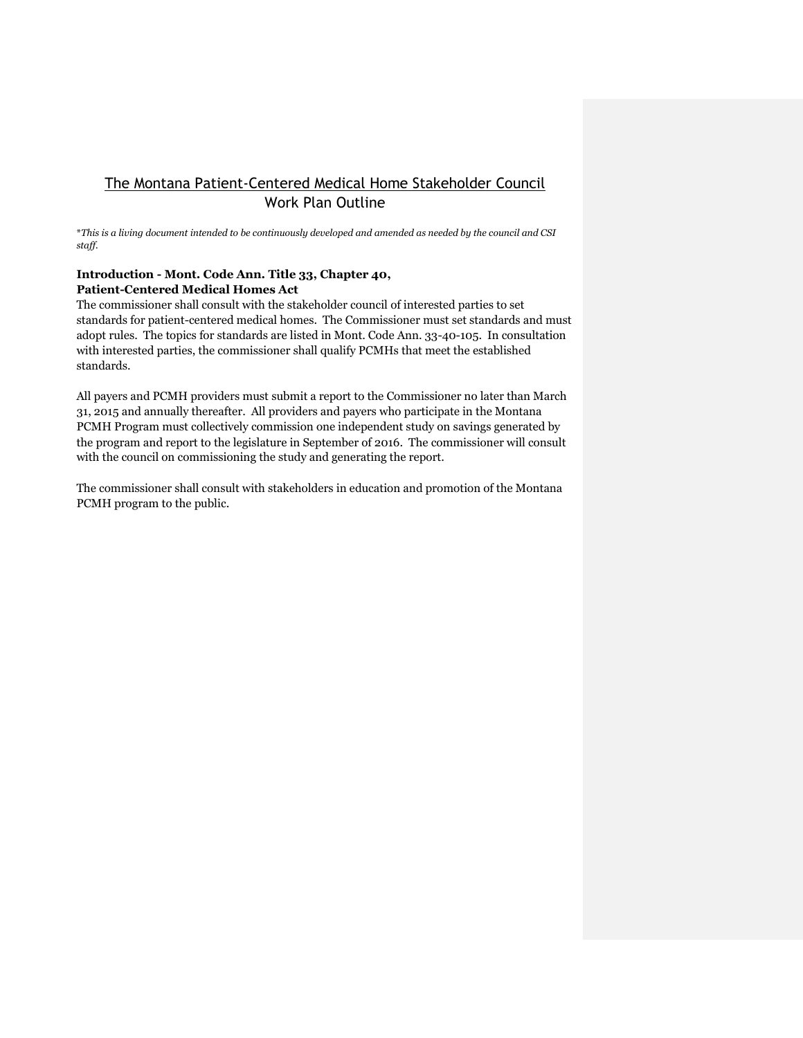# The Montana Patient-Centered Medical Home Stakeholder Council
## Work Plan Outline

**This is a living document intended to be continuously developed and amended as needed by the council and CSI staff.*

### Introduction - Mont. Code Ann. Title 33, Chapter 40, Patient-Centered Medical Homes Act

The commissioner shall consult with the stakeholder council of interested parties to set standards for patient-centered medical homes. The Commissioner must set standards and must adopt rules. The topics for standards are listed in Mont. Code Ann. 33-40-105. In consultation with interested parties, the commissioner shall qualify PCMHs that meet the established standards.

All payers and PCMH providers must submit a report to the Commissioner no later than March 31, 2015 and annually thereafter. All providers and payers who participate in the Montana PCMH Program must collectively commission one independent study on savings generated by the program and report to the legislature in September of 2016. The commissioner will consult with the council on commissioning the study and generating the report.

The commissioner shall consult with stakeholders in education and promotion of the Montana PCMH program to the public.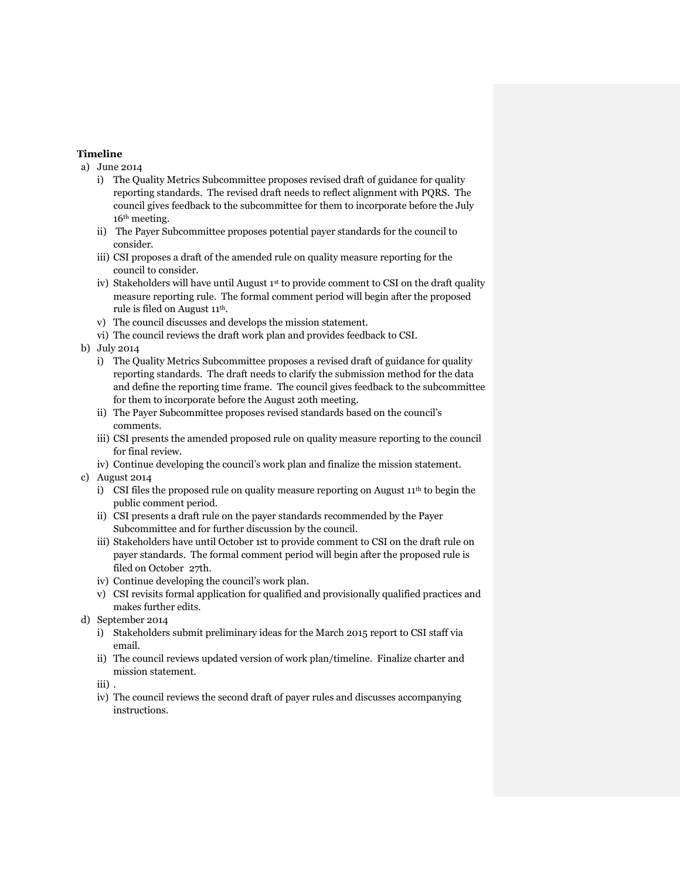**Timeline**

a) June 2014
   i) The Quality Metrics Subcommittee proposes revised draft of guidance for quality reporting standards. The revised draft needs to reflect alignment with PQRS. The council gives feedback to the subcommittee for them to incorporate before the July 16th meeting.
   ii) The Payer Subcommittee proposes potential payer standards for the council to consider.
   iii) CSI proposes a draft of the amended rule on quality measure reporting for the council to consider.
   iv) Stakeholders will have until August 1st to provide comment to CSI on the draft quality measure reporting rule. The formal comment period will begin after the proposed rule is filed on August 11th.
   v) The council discusses and develops the mission statement.
   vi) The council reviews the draft work plan and provides feedback to CSI.

b) July 2014
   i) The Quality Metrics Subcommittee proposes a revised draft of guidance for quality reporting standards. The draft needs to clarify the submission method for the data and define the reporting time frame. The council gives feedback to the subcommittee for them to incorporate before the August 20th meeting.
   ii) The Payer Subcommittee proposes revised standards based on the council's comments.
   iii) CSI presents the amended proposed rule on quality measure reporting to the council for final review.
   iv) Continue developing the council's work plan and finalize the mission statement.

c) August 2014
   i) CSI files the proposed rule on quality measure reporting on August 11th to begin the public comment period.
   ii) CSI presents a draft rule on the payer standards recommended by the Payer Subcommittee and for further discussion by the council.
   iii) Stakeholders have until October 1st to provide comment to CSI on the draft rule on payer standards. The formal comment period will begin after the proposed rule is filed on October 27th.
   iv) Continue developing the council's work plan.
   v) CSI revisits formal application for qualified and provisionally qualified practices and makes further edits.

d) September 2014
   i) Stakeholders submit preliminary ideas for the March 2015 report to CSI staff via email.
   ii) The council reviews updated version of work plan/timeline. Finalize charter and mission statement.
   iii) .
   iv) The council reviews the second draft of payer rules and discusses accompanying instructions.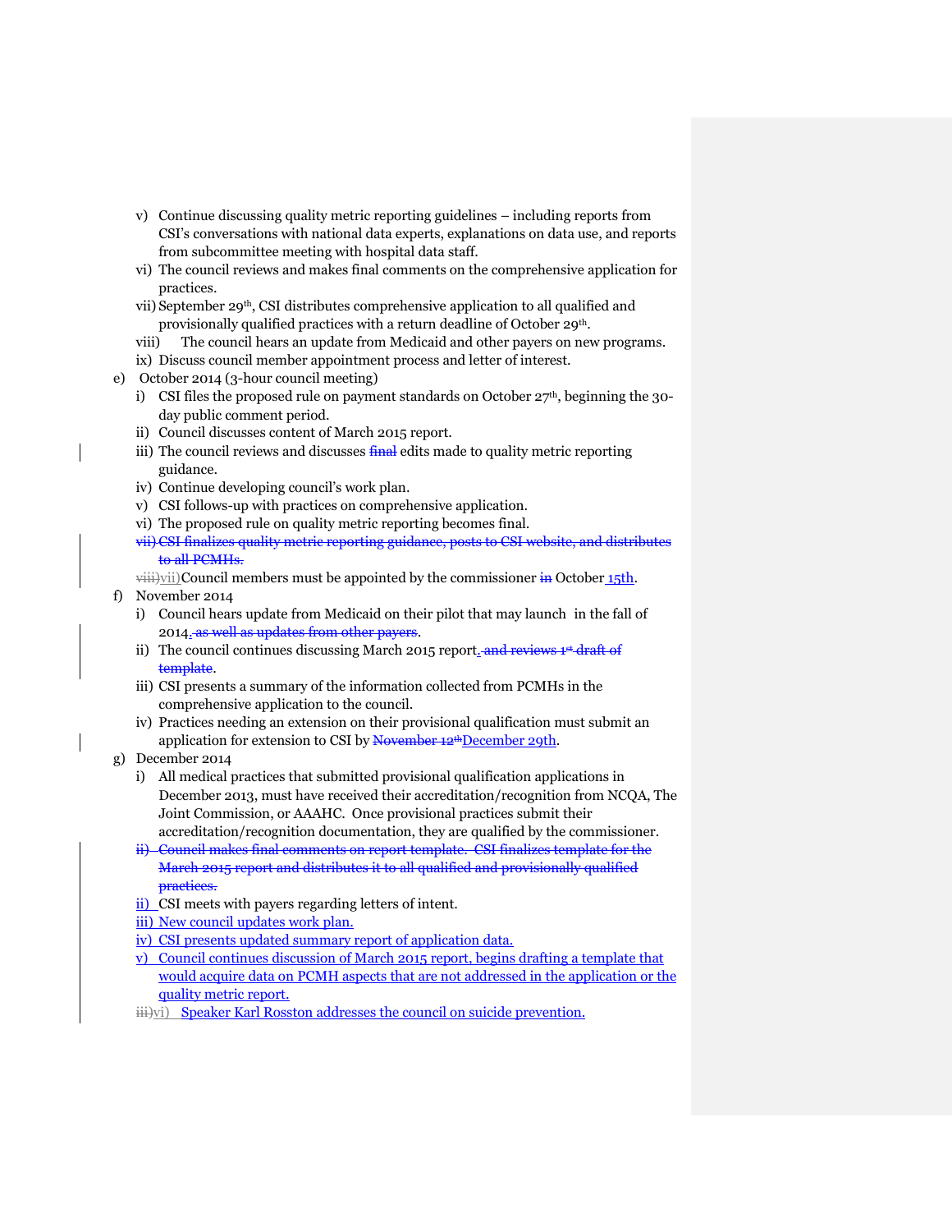v) Continue discussing quality metric reporting guidelines – including reports from CSI's conversations with national data experts, explanations on data use, and reports from subcommittee meeting with hospital data staff.
vi) The council reviews and makes final comments on the comprehensive application for practices.
vii) September 29th, CSI distributes comprehensive application to all qualified and provisionally qualified practices with a return deadline of October 29th.
viii) The council hears an update from Medicaid and other payers on new programs.
ix) Discuss council member appointment process and letter of interest.

e) October 2014 (3-hour council meeting)
i) CSI files the proposed rule on payment standards on October 27th, beginning the 30-day public comment period.
ii) Council discusses content of March 2015 report.
iii) The council reviews and discusses ~~final~~ edits made to quality metric reporting guidance.
iv) Continue developing council's work plan.
v) CSI follows-up with practices on comprehensive application.
vi) The proposed rule on quality metric reporting becomes final.
~~vii) CSI finalizes quality metric reporting guidance, posts to CSI website, and distributes to all PCMHs.~~
~~viii)~~vii) Council members must be appointed by the commissioner ~~in~~ October 15th.

f) November 2014
i) Council hears update from Medicaid on their pilot that may launch in the fall of 2014. ~~as well as updates from other payers.~~
ii) The council continues discussing March 2015 report. ~~and reviews 1st draft of template.~~
iii) CSI presents a summary of the information collected from PCMHs in the comprehensive application to the council.
iv) Practices needing an extension on their provisional qualification must submit an application for extension to CSI by ~~November 12th~~ December 29th.

g) December 2014
i) All medical practices that submitted provisional qualification applications in December 2013, must have received their accreditation/recognition from NCQA, The Joint Commission, or AAAHC. Once provisional practices submit their accreditation/recognition documentation, they are qualified by the commissioner.
~~ii) Council makes final comments on report template. CSI finalizes template for the March 2015 report and distributes it to all qualified and provisionally qualified practices.~~
ii) CSI meets with payers regarding letters of intent.
iii) New council updates work plan.
iv) CSI presents updated summary report of application data.
v) Council continues discussion of March 2015 report, begins drafting a template that would acquire data on PCMH aspects that are not addressed in the application or the quality metric report.
~~iii)~~vi) Speaker Karl Rosston addresses the council on suicide prevention.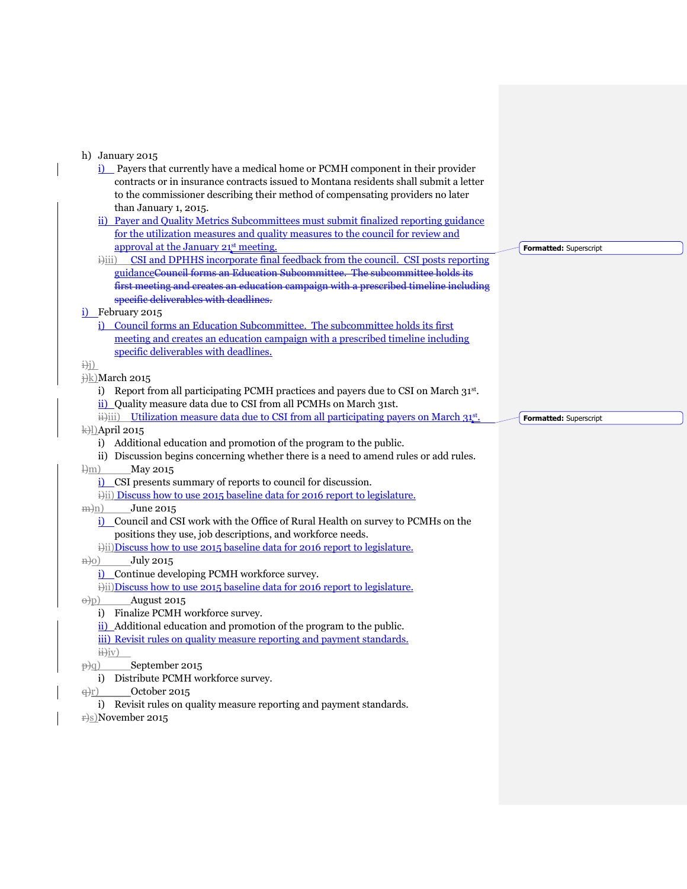h) January 2015
   i) Payers that currently have a medical home or PCMH component in their provider contracts or in insurance contracts issued to Montana residents shall submit a letter to the commissioner describing their method of compensating providers no later than January 1, 2015.
   ii) Payer and Quality Metrics Subcommittees must submit finalized reporting guidance for the utilization measures and quality measures to the council for review and approval at the January 21st meeting.
   iii) CSI and DPHHS incorporate final feedback from the council. CSI posts reporting guidance~~Council forms an Education Subcommittee. The subcommittee holds its first meeting and creates an education campaign with a prescribed timeline including specific deliverables with deadlines.~~

i) February 2015
   i) Council forms an Education Subcommittee. The subcommittee holds its first meeting and creates an education campaign with a prescribed timeline including specific deliverables with deadlines.

j)

k) March 2015
   i) Report from all participating PCMH practices and payers due to CSI on March 31st.
   ii) Quality measure data due to CSI from all PCMHs on March 31st.
   iii) Utilization measure data due to CSI from all participating payers on March 31st.

l) April 2015
   i) Additional education and promotion of the program to the public.
   ii) Discussion begins concerning whether there is a need to amend rules or add rules.

m) May 2015
   i) CSI presents summary of reports to council for discussion.
   ii) Discuss how to use 2015 baseline data for 2016 report to legislature.

n) June 2015
   i) Council and CSI work with the Office of Rural Health on survey to PCMHs on the positions they use, job descriptions, and workforce needs.
   ii) Discuss how to use 2015 baseline data for 2016 report to legislature.

o) July 2015
   i) Continue developing PCMH workforce survey.
   ii) Discuss how to use 2015 baseline data for 2016 report to legislature.

p) August 2015
   i) Finalize PCMH workforce survey.
   ii) Additional education and promotion of the program to the public.
   iii) Revisit rules on quality measure reporting and payment standards.
   iv)

q) September 2015
   i) Distribute PCMH workforce survey.

r) October 2015
   i) Revisit rules on quality measure reporting and payment standards.

s) November 2015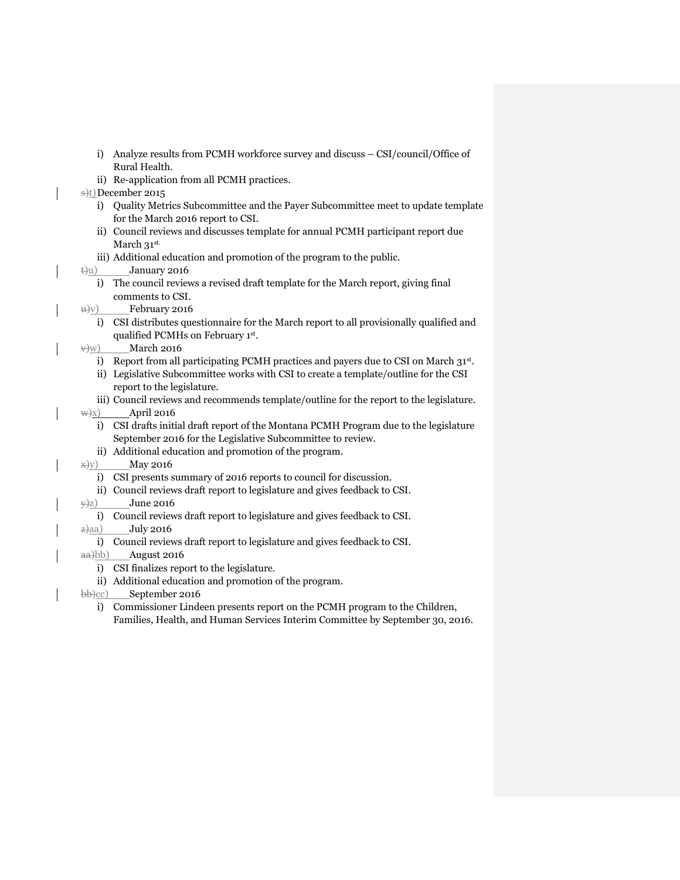- i) Analyze results from PCMH workforce survey and discuss – CSI/council/Office of Rural Health.
- ii) Re-application from all PCMH practices.

t) December 2015

- i) Quality Metrics Subcommittee and the Payer Subcommittee meet to update template for the March 2016 report to CSI.
- ii) Council reviews and discusses template for annual PCMH participant report due March 31st.
- iii) Additional education and promotion of the program to the public.

u) January 2016

- i) The council reviews a revised draft template for the March report, giving final comments to CSI.

v) February 2016

- i) CSI distributes questionnaire for the March report to all provisionally qualified and qualified PCMHs on February 1st.

w) March 2016

- i) Report from all participating PCMH practices and payers due to CSI on March 31st.
- ii) Legislative Subcommittee works with CSI to create a template/outline for the CSI report to the legislature.
- iii) Council reviews and recommends template/outline for the report to the legislature.

x) April 2016

- i) CSI drafts initial draft report of the Montana PCMH Program due to the legislature September 2016 for the Legislative Subcommittee to review.
- ii) Additional education and promotion of the program.

y) May 2016

- i) CSI presents summary of 2016 reports to council for discussion.
- ii) Council reviews draft report to legislature and gives feedback to CSI.

z) June 2016

- i) Council reviews draft report to legislature and gives feedback to CSI.

aa) July 2016

- i) Council reviews draft report to legislature and gives feedback to CSI.

bb) August 2016

- i) CSI finalizes report to the legislature.
- ii) Additional education and promotion of the program.

cc) September 2016

- i) Commissioner Lindeen presents report on the PCMH program to the Children, Families, Health, and Human Services Interim Committee by September 30, 2016.